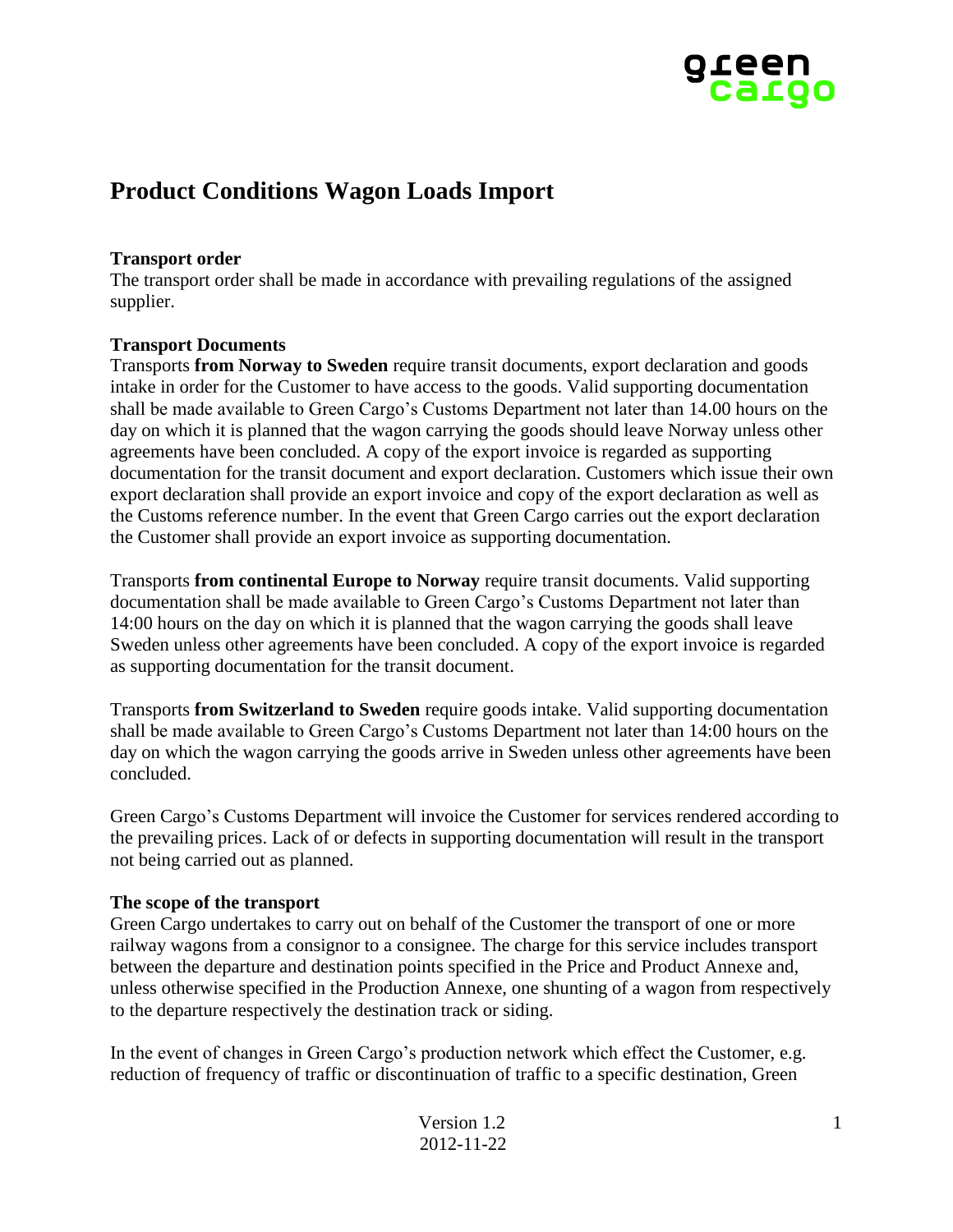# Product Conditions Wagon Loads Import

**Transport order**

The transport order shall be made in accordance with prevailing regulations of the assigned supplier.

**Transport Documents**

Transports **from Norway to Sweden** require transit documents, export declaration and goods intake in order for the Customer to have access to the goods. Valid supporting documentation shall be made available to Green Cargo's Customs Department not later than 14.00 hours on the day on which it is planned that the wagon carrying the goods should leave Norway unless other agreements have been concluded. A copy of the export invoice is regarded as supporting documentation for the transit document and export declaration. Customers which issue their own export declaration shall provide an export invoice and copy of the export declaration as well as the Customs reference number. In the event that Green Cargo carries out the export declaration the Customer shall provide an export invoice as supporting documentation.

Transports **from continental Europe to Norway** require transit documents. Valid supporting documentation shall be made available to Green Cargo's Customs Department not later than 14:00 hours on the day on which it is planned that the wagon carrying the goods shall leave Sweden unless other agreements have been concluded. A copy of the export invoice is regarded as supporting documentation for the transit document.

Transports **from Switzerland to Sweden** require goods intake. Valid supporting documentation shall be made available to Green Cargo's Customs Department not later than 14:00 hours on the day on which the wagon carrying the goods arrive in Sweden unless other agreements have been concluded.

Green Cargo's Customs Department will invoice the Customer for services rendered according to the prevailing prices. Lack of or defects in supporting documentation will result in the transport not being carried out as planned.

**The scope of the transport**

Green Cargo undertakes to carry out on behalf of the Customer the transport of one or more railway wagons from a consignor to a consignee. The charge for this service includes transport between the departure and destination points specified in the Price and Product Annexe and, unless otherwise specified in the Production Annexe, one shunting of a wagon from respectively to the departure respectively the destination track or siding.

In the event of changes in Green Cargo's production network which effect the Customer, e.g. reduction of frequency of traffic or discontinuation of traffic to a specific destination, Green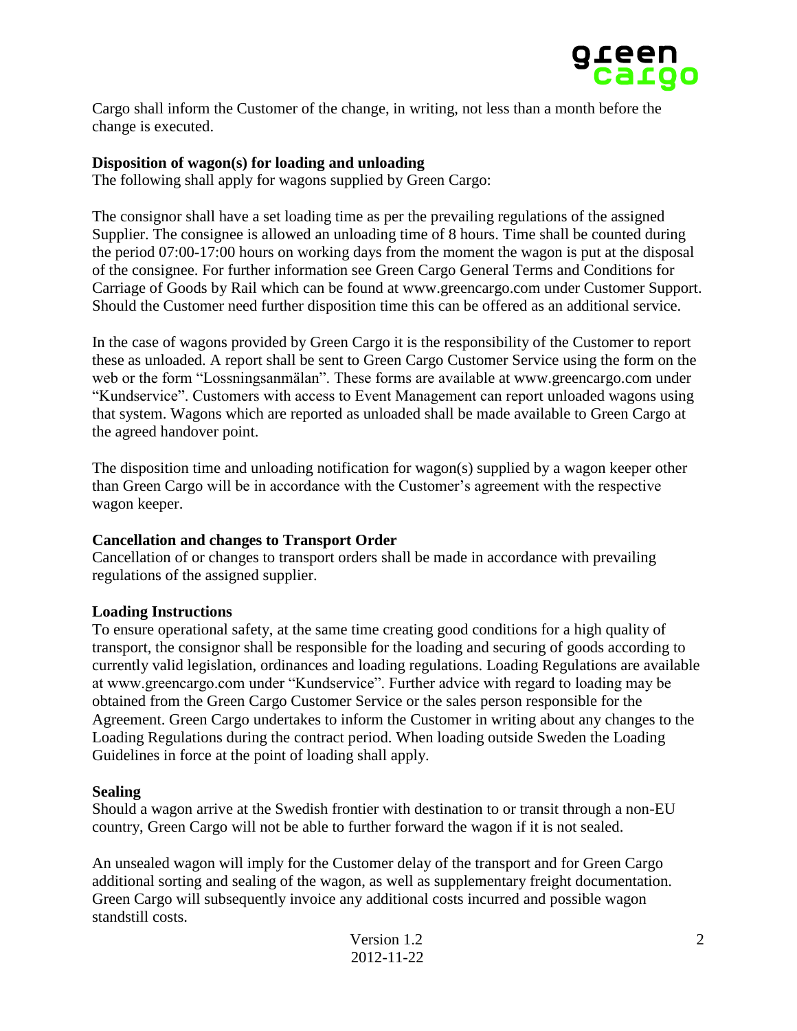Cargo shall inform the Customer of the change, in writing, not less than a month before the change is executed.

**Disposition of wagon(s) for loading and unloading**

The following shall apply for wagons supplied by Green Cargo:

The consignor shall have a set loading time as per the prevailing regulations of the assigned Supplier. The consignee is allowed an unloading time of 8 hours. Time shall be counted during the period 07:00-17:00 hours on working days from the moment the wagon is put at the disposal of the consignee. For further information see Green Cargo General Terms and Conditions for Carriage of Goods by Rail which can be found at www.greencargo.com under Customer Support. Should the Customer need further disposition time this can be offered as an additional service.

In the case of wagons provided by Green Cargo it is the responsibility of the Customer to report these as unloaded. A report shall be sent to Green Cargo Customer Service using the form on the web or the form "Lossningsanmälan". These forms are available at www.greencargo.com under "Kundservice". Customers with access to Event Management can report unloaded wagons using that system. Wagons which are reported as unloaded shall be made available to Green Cargo at the agreed handover point.

The disposition time and unloading notification for wagon(s) supplied by a wagon keeper other than Green Cargo will be in accordance with the Customer's agreement with the respective wagon keeper.

**Cancellation and changes to Transport Order**

Cancellation of or changes to transport orders shall be made in accordance with prevailing regulations of the assigned supplier.

**Loading Instructions**

To ensure operational safety, at the same time creating good conditions for a high quality of transport, the consignor shall be responsible for the loading and securing of goods according to currently valid legislation, ordinances and loading regulations. Loading Regulations are available at www.greencargo.com under "Kundservice". Further advice with regard to loading may be obtained from the Green Cargo Customer Service or the sales person responsible for the Agreement. Green Cargo undertakes to inform the Customer in writing about any changes to the Loading Regulations during the contract period. When loading outside Sweden the Loading Guidelines in force at the point of loading shall apply.

**Sealing**

Should a wagon arrive at the Swedish frontier with destination to or transit through a non-EU country, Green Cargo will not be able to further forward the wagon if it is not sealed.

An unsealed wagon will imply for the Customer delay of the transport and for Green Cargo additional sorting and sealing of the wagon, as well as supplementary freight documentation. Green Cargo will subsequently invoice any additional costs incurred and possible wagon standstill costs.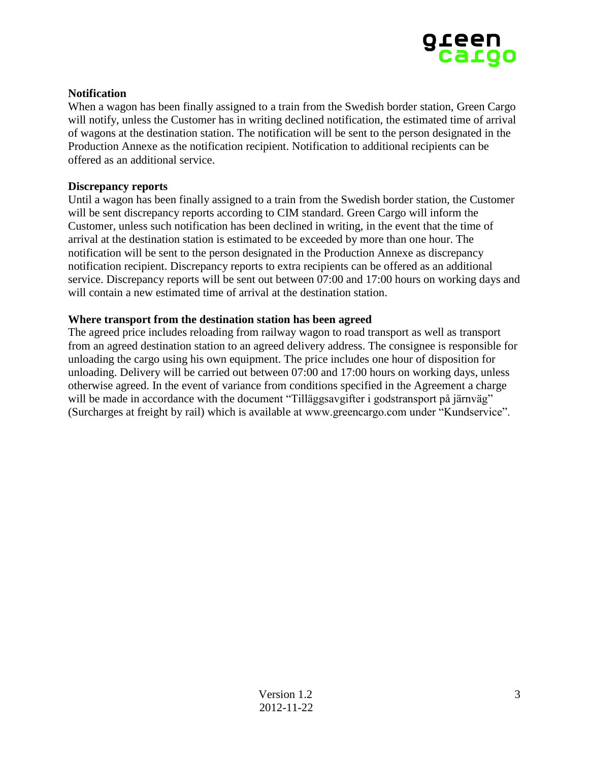**Notification**

When a wagon has been finally assigned to a train from the Swedish border station, Green Cargo will notify, unless the Customer has in writing declined notification, the estimated time of arrival of wagons at the destination station. The notification will be sent to the person designated in the Production Annexe as the notification recipient. Notification to additional recipients can be offered as an additional service.

**Discrepancy reports**

Until a wagon has been finally assigned to a train from the Swedish border station, the Customer will be sent discrepancy reports according to CIM standard. Green Cargo will inform the Customer, unless such notification has been declined in writing, in the event that the time of arrival at the destination station is estimated to be exceeded by more than one hour. The notification will be sent to the person designated in the Production Annexe as discrepancy notification recipient. Discrepancy reports to extra recipients can be offered as an additional service. Discrepancy reports will be sent out between 07:00 and 17:00 hours on working days and will contain a new estimated time of arrival at the destination station.

**Where transport from the destination station has been agreed**

The agreed price includes reloading from railway wagon to road transport as well as transport from an agreed destination station to an agreed delivery address. The consignee is responsible for unloading the cargo using his own equipment. The price includes one hour of disposition for unloading. Delivery will be carried out between 07:00 and 17:00 hours on working days, unless otherwise agreed. In the event of variance from conditions specified in the Agreement a charge will be made in accordance with the document "Tilläggsavgifter i godstransport på järnväg" (Surcharges at freight by rail) which is available at www.greencargo.com under "Kundservice".

Version 1.2
2012-11-22